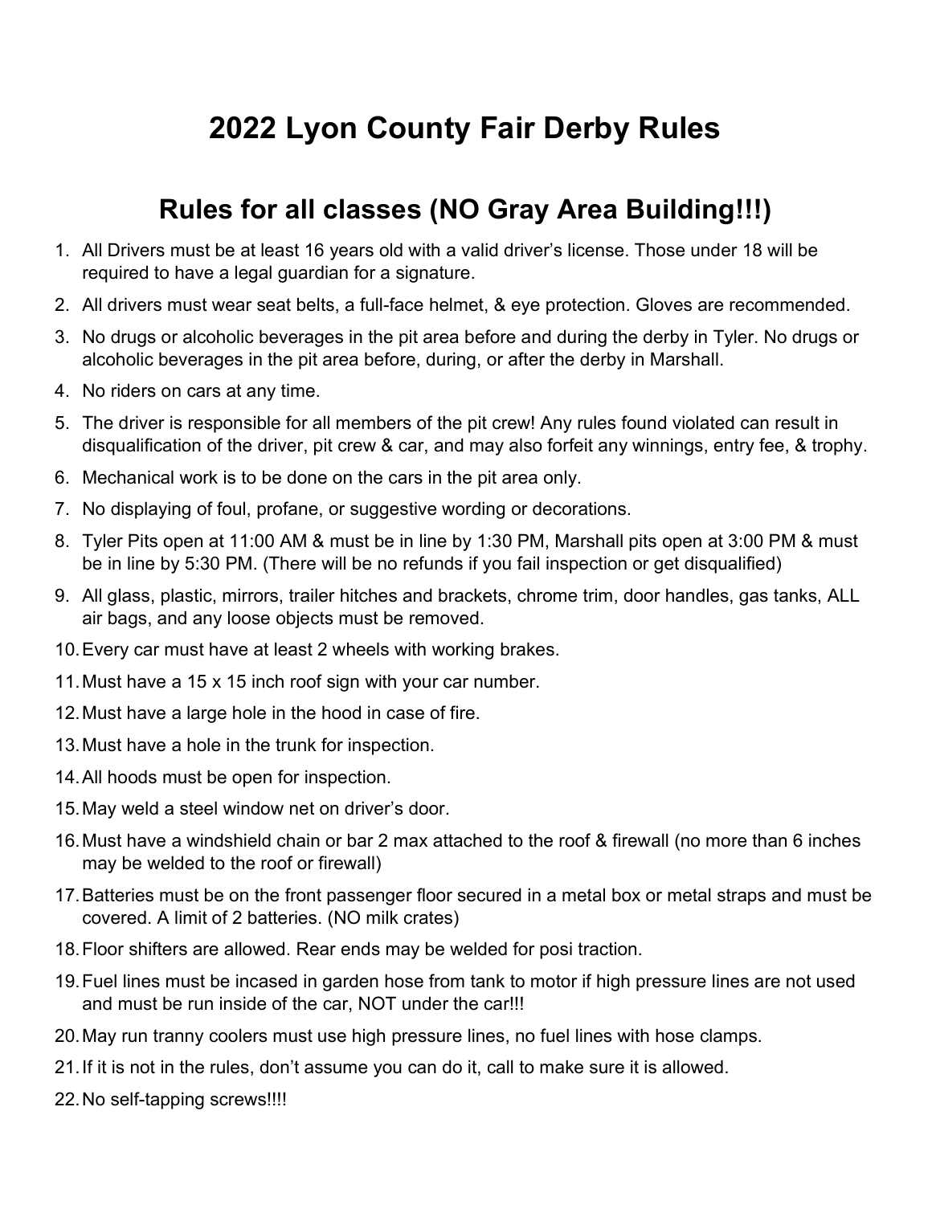# 2022 Lyon County Fair Derby Rules

## Rules for all classes (NO Gray Area Building!!!)

1. All Drivers must be at least 16 years old with a valid driver's license. Those under 18 will be required to have a legal guardian for a signature.
2. All drivers must wear seat belts, a full-face helmet, & eye protection. Gloves are recommended.
3. No drugs or alcoholic beverages in the pit area before and during the derby in Tyler. No drugs or alcoholic beverages in the pit area before, during, or after the derby in Marshall.
4. No riders on cars at any time.
5. The driver is responsible for all members of the pit crew! Any rules found violated can result in disqualification of the driver, pit crew & car, and may also forfeit any winnings, entry fee, & trophy.
6. Mechanical work is to be done on the cars in the pit area only.
7. No displaying of foul, profane, or suggestive wording or decorations.
8. Tyler Pits open at 11:00 AM & must be in line by 1:30 PM, Marshall pits open at 3:00 PM & must be in line by 5:30 PM. (There will be no refunds if you fail inspection or get disqualified)
9. All glass, plastic, mirrors, trailer hitches and brackets, chrome trim, door handles, gas tanks, ALL air bags, and any loose objects must be removed.
10. Every car must have at least 2 wheels with working brakes.
11. Must have a 15 x 15 inch roof sign with your car number.
12. Must have a large hole in the hood in case of fire.
13. Must have a hole in the trunk for inspection.
14. All hoods must be open for inspection.
15. May weld a steel window net on driver's door.
16. Must have a windshield chain or bar 2 max attached to the roof & firewall (no more than 6 inches may be welded to the roof or firewall)
17. Batteries must be on the front passenger floor secured in a metal box or metal straps and must be covered. A limit of 2 batteries. (NO milk crates)
18. Floor shifters are allowed. Rear ends may be welded for posi traction.
19. Fuel lines must be incased in garden hose from tank to motor if high pressure lines are not used and must be run inside of the car, NOT under the car!!!
20. May run tranny coolers must use high pressure lines, no fuel lines with hose clamps.
21. If it is not in the rules, don't assume you can do it, call to make sure it is allowed.
22. No self-tapping screws!!!!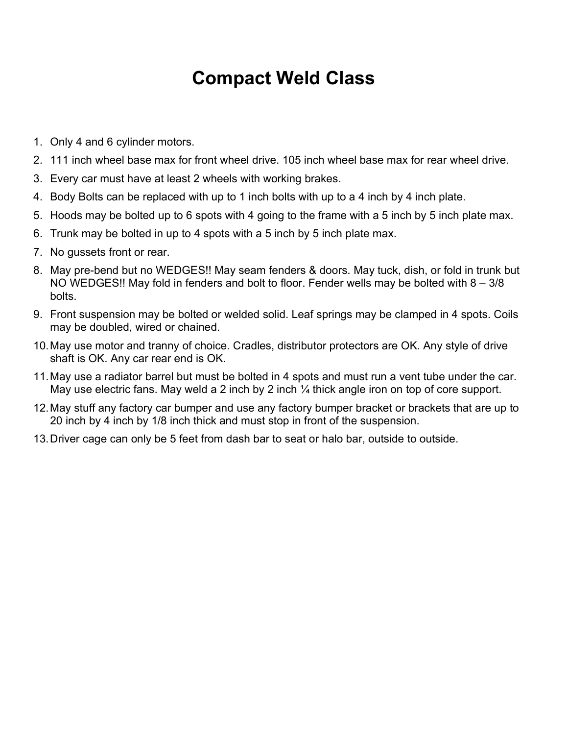# Compact Weld Class

1. Only 4 and 6 cylinder motors.
2. 111 inch wheel base max for front wheel drive. 105 inch wheel base max for rear wheel drive.
3. Every car must have at least 2 wheels with working brakes.
4. Body Bolts can be replaced with up to 1 inch bolts with up to a 4 inch by 4 inch plate.
5. Hoods may be bolted up to 6 spots with 4 going to the frame with a 5 inch by 5 inch plate max.
6. Trunk may be bolted in up to 4 spots with a 5 inch by 5 inch plate max.
7. No gussets front or rear.
8. May pre-bend but no WEDGES!! May seam fenders & doors. May tuck, dish, or fold in trunk but NO WEDGES!! May fold in fenders and bolt to floor. Fender wells may be bolted with 8 – 3/8 bolts.
9. Front suspension may be bolted or welded solid. Leaf springs may be clamped in 4 spots. Coils may be doubled, wired or chained.
10. May use motor and tranny of choice. Cradles, distributor protectors are OK. Any style of drive shaft is OK. Any car rear end is OK.
11. May use a radiator barrel but must be bolted in 4 spots and must run a vent tube under the car. May use electric fans. May weld a 2 inch by 2 inch ¼ thick angle iron on top of core support.
12. May stuff any factory car bumper and use any factory bumper bracket or brackets that are up to 20 inch by 4 inch by 1/8 inch thick and must stop in front of the suspension.
13. Driver cage can only be 5 feet from dash bar to seat or halo bar, outside to outside.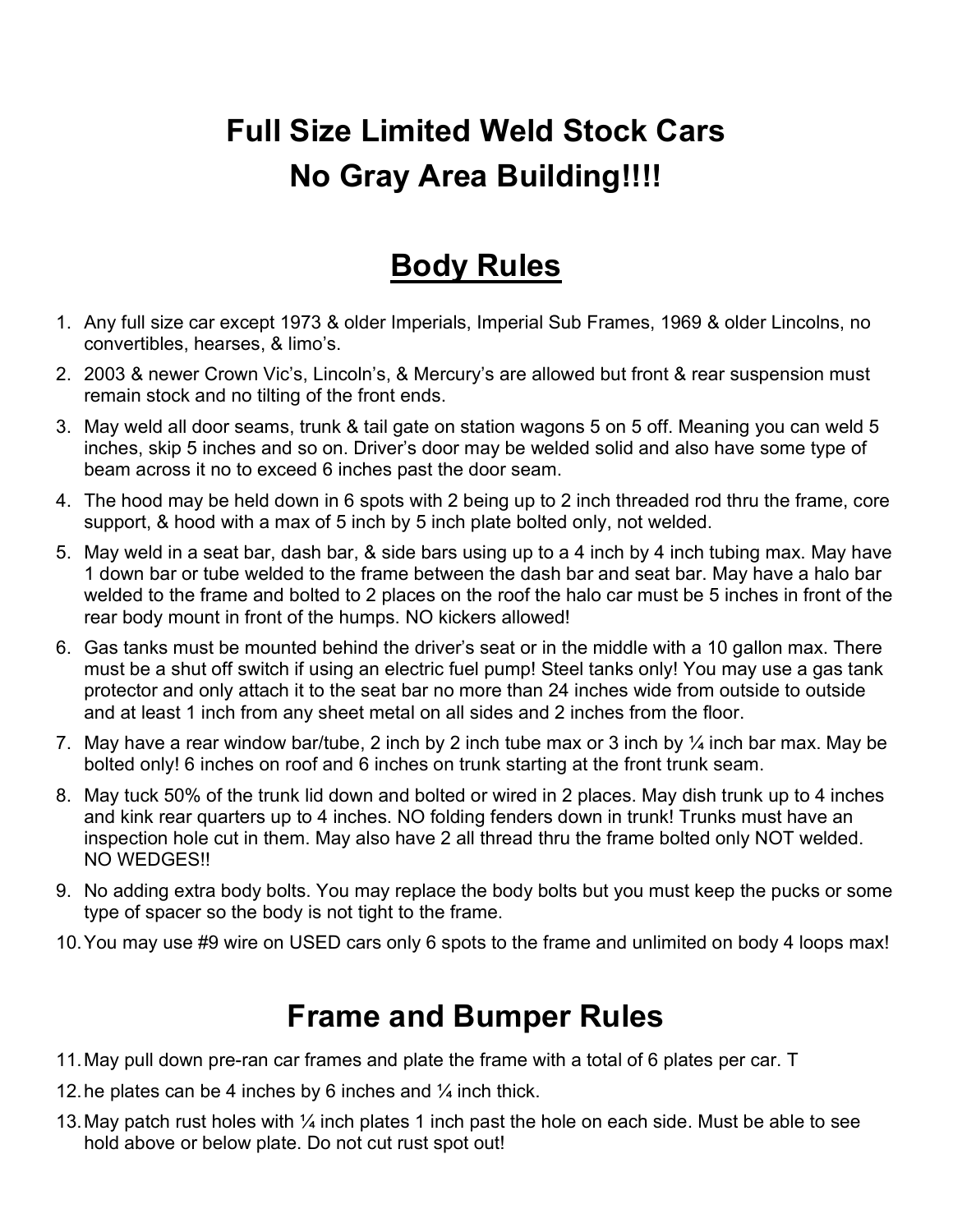# Full Size Limited Weld Stock Cars
# No Gray Area Building!!!!

## Body Rules

1. Any full size car except 1973 & older Imperials, Imperial Sub Frames, 1969 & older Lincolns, no convertibles, hearses, & limo's.
2. 2003 & newer Crown Vic's, Lincoln's, & Mercury's are allowed but front & rear suspension must remain stock and no tilting of the front ends.
3. May weld all door seams, trunk & tail gate on station wagons 5 on 5 off. Meaning you can weld 5 inches, skip 5 inches and so on. Driver's door may be welded solid and also have some type of beam across it no to exceed 6 inches past the door seam.
4. The hood may be held down in 6 spots with 2 being up to 2 inch threaded rod thru the frame, core support, & hood with a max of 5 inch by 5 inch plate bolted only, not welded.
5. May weld in a seat bar, dash bar, & side bars using up to a 4 inch by 4 inch tubing max. May have 1 down bar or tube welded to the frame between the dash bar and seat bar. May have a halo bar welded to the frame and bolted to 2 places on the roof the halo car must be 5 inches in front of the rear body mount in front of the humps. NO kickers allowed!
6. Gas tanks must be mounted behind the driver's seat or in the middle with a 10 gallon max. There must be a shut off switch if using an electric fuel pump! Steel tanks only! You may use a gas tank protector and only attach it to the seat bar no more than 24 inches wide from outside to outside and at least 1 inch from any sheet metal on all sides and 2 inches from the floor.
7. May have a rear window bar/tube, 2 inch by 2 inch tube max or 3 inch by ¼ inch bar max. May be bolted only! 6 inches on roof and 6 inches on trunk starting at the front trunk seam.
8. May tuck 50% of the trunk lid down and bolted or wired in 2 places. May dish trunk up to 4 inches and kink rear quarters up to 4 inches. NO folding fenders down in trunk! Trunks must have an inspection hole cut in them. May also have 2 all thread thru the frame bolted only NOT welded. NO WEDGES!!
9. No adding extra body bolts. You may replace the body bolts but you must keep the pucks or some type of spacer so the body is not tight to the frame.
10. You may use #9 wire on USED cars only 6 spots to the frame and unlimited on body 4 loops max!

## Frame and Bumper Rules

11. May pull down pre-ran car frames and plate the frame with a total of 6 plates per car. T
12. he plates can be 4 inches by 6 inches and ¼ inch thick.
13. May patch rust holes with ¼ inch plates 1 inch past the hole on each side. Must be able to see hold above or below plate. Do not cut rust spot out!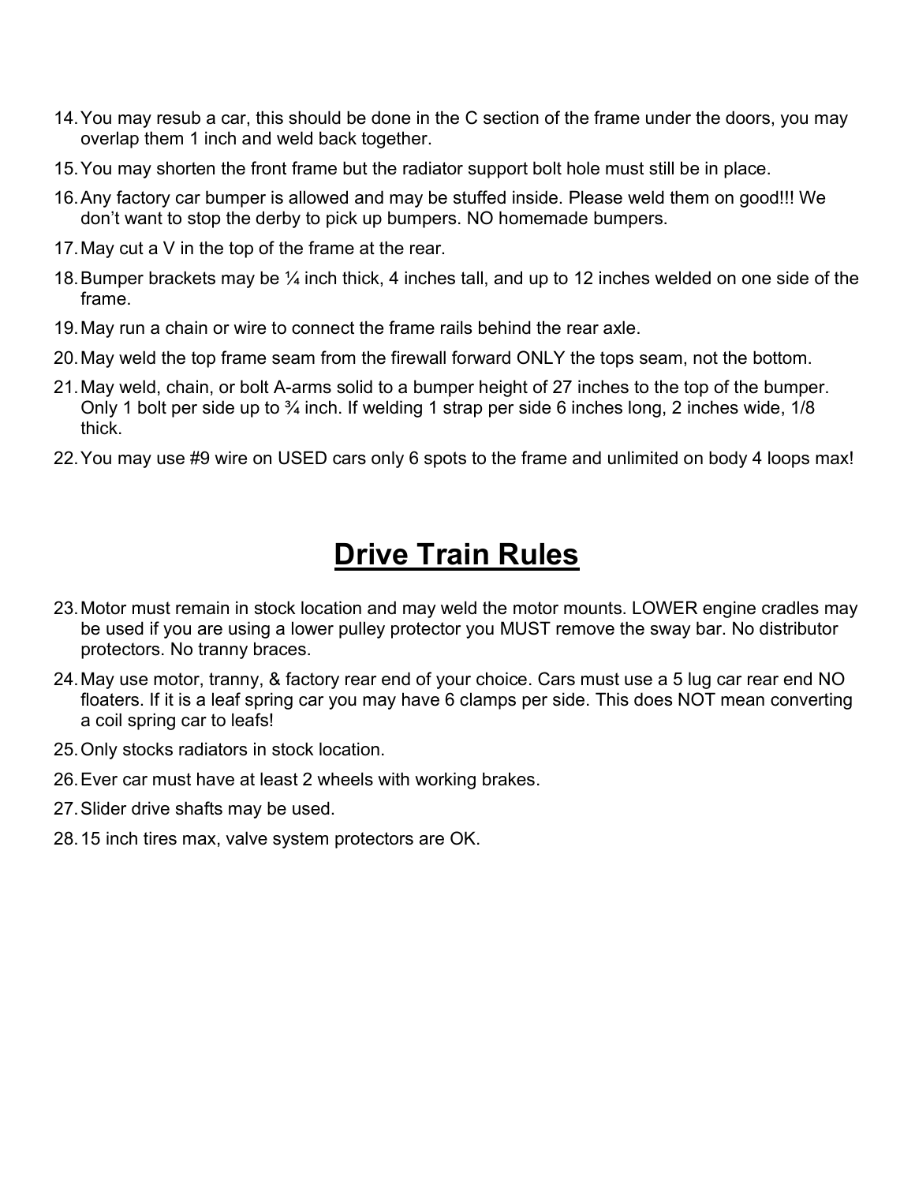14. You may resub a car, this should be done in the C section of the frame under the doors, you may overlap them 1 inch and weld back together.
15. You may shorten the front frame but the radiator support bolt hole must still be in place.
16. Any factory car bumper is allowed and may be stuffed inside. Please weld them on good!!! We don't want to stop the derby to pick up bumpers. NO homemade bumpers.
17. May cut a V in the top of the frame at the rear.
18. Bumper brackets may be ¼ inch thick, 4 inches tall, and up to 12 inches welded on one side of the frame.
19. May run a chain or wire to connect the frame rails behind the rear axle.
20. May weld the top frame seam from the firewall forward ONLY the tops seam, not the bottom.
21. May weld, chain, or bolt A-arms solid to a bumper height of 27 inches to the top of the bumper. Only 1 bolt per side up to ¾ inch. If welding 1 strap per side 6 inches long, 2 inches wide, 1/8 thick.
22. You may use #9 wire on USED cars only 6 spots to the frame and unlimited on body 4 loops max!

# <u>Drive Train Rules</u>

23. Motor must remain in stock location and may weld the motor mounts. LOWER engine cradles may be used if you are using a lower pulley protector you MUST remove the sway bar. No distributor protectors. No tranny braces.
24. May use motor, tranny, & factory rear end of your choice. Cars must use a 5 lug car rear end NO floaters. If it is a leaf spring car you may have 6 clamps per side. This does NOT mean converting a coil spring car to leafs!
25. Only stocks radiators in stock location.
26. Ever car must have at least 2 wheels with working brakes.
27. Slider drive shafts may be used.
28. 15 inch tires max, valve system protectors are OK.